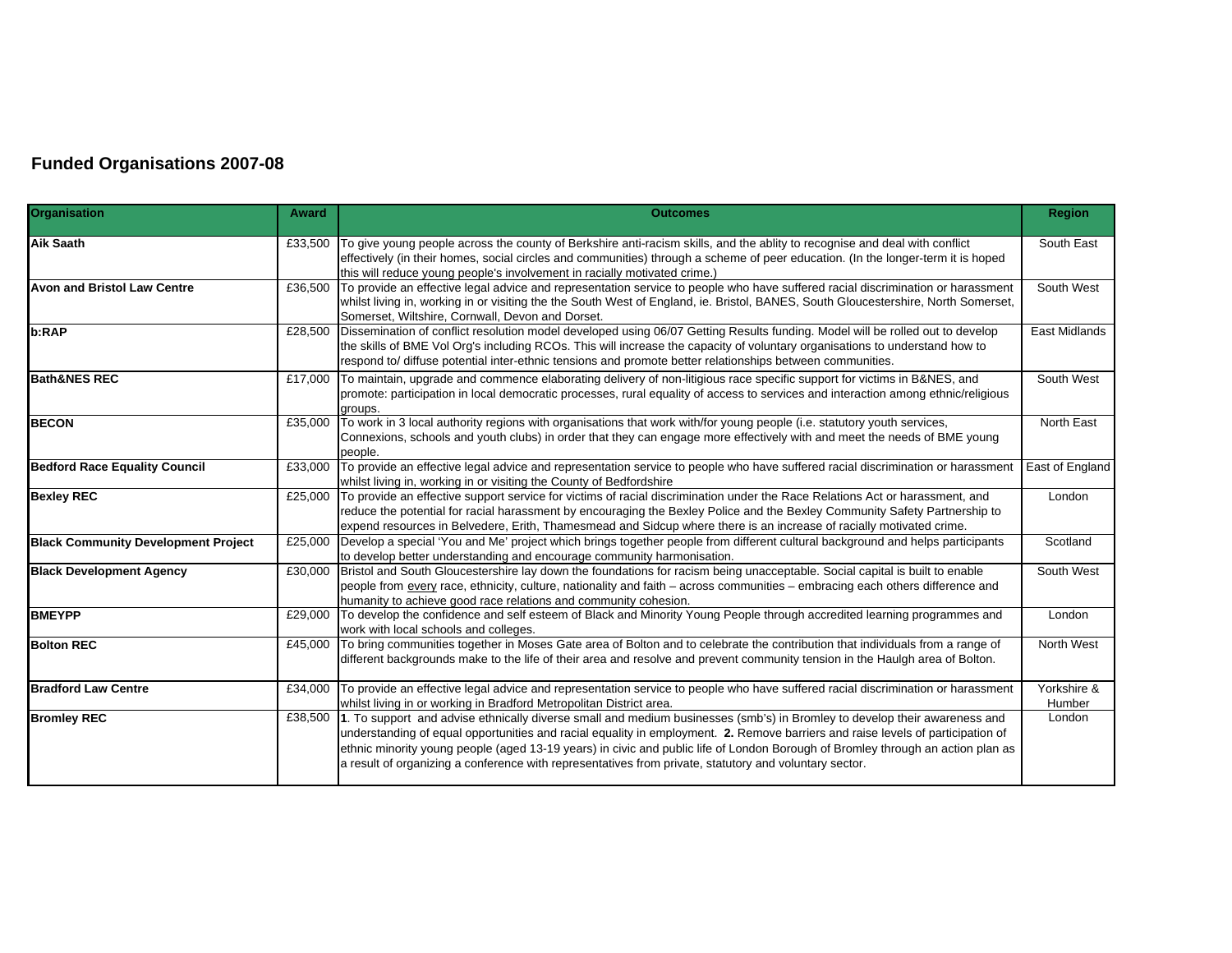## Funded Organisations 2007-08

| Organisation | Award | Outcomes | Region |
| --- | --- | --- | --- |
| **Aik Saath** | £33,500 | To give young people across the county of Berkshire anti-racism skills, and the ablity to recognise and deal with conflict effectively (in their homes, social circles and communities) through a scheme of peer education. (In the longer-term it is hoped this will reduce young people's involvement in racially motivated crime.) | South East |
| **Avon and Bristol Law Centre** | £36,500 | To provide an effective legal advice and representation service to people who have suffered racial discrimination or harassment whilst living in, working in or visiting the the South West of England, ie. Bristol, BANES, South Gloucestershire, North Somerset, Somerset, Wiltshire, Cornwall, Devon and Dorset. | South West |
| **b:RAP** | £28,500 | Dissemination of conflict resolution model developed using 06/07 Getting Results funding. Model will be rolled out to develop the skills of BME Vol Org's including RCOs. This will increase the capacity of voluntary organisations to understand how to respond to/ diffuse potential inter-ethnic tensions and promote better relationships between communities. | East Midlands |
| **Bath&NES REC** | £17,000 | To maintain, upgrade and commence elaborating delivery of non-litigious race specific support for victims in B&NES, and promote: participation in local democratic processes, rural equality of access to services and interaction among ethnic/religious groups. | South West |
| **BECON** | £35,000 | To work in 3 local authority regions with organisations that work with/for young people (i.e. statutory youth services, Connexions, schools and youth clubs) in order that they can engage more effectively with and meet the needs of BME young people. | North East |
| **Bedford Race Equality Council** | £33,000 | To provide an effective legal advice and representation service to people who have suffered racial discrimination or harassment whilst living in, working in or visiting the County of Bedfordshire | East of England |
| **Bexley REC** | £25,000 | To provide an effective support service for victims of racial discrimination under the Race Relations Act or harassment, and reduce the potential for racial harassment by encouraging the Bexley Police and the Bexley Community Safety Partnership to expend resources in Belvedere, Erith, Thamesmead and Sidcup where there is an increase of racially motivated crime. | London |
| **Black Community Development Project** | £25,000 | Develop a special 'You and Me' project which brings together people from different cultural background and helps participants to develop better understanding and encourage community harmonisation. | Scotland |
| **Black Development Agency** | £30,000 | Bristol and South Gloucestershire lay down the foundations for racism being unacceptable. Social capital is built to enable people from every race, ethnicity, culture, nationality and faith – across communities – embracing each others difference and humanity to achieve good race relations and community cohesion. | South West |
| **BMEYPP** | £29,000 | To develop the confidence and self esteem of Black and Minority Young People through accredited learning programmes and work with local schools and colleges. | London |
| **Bolton REC** | £45,000 | To bring communities together in Moses Gate area of Bolton and to celebrate the contribution that individuals from a range of different backgrounds make to the life of their area and resolve and prevent community tension in the Haulgh area of Bolton. | North West |
| **Bradford Law Centre** | £34,000 | To provide an effective legal advice and representation service to people who have suffered racial discrimination or harassment whilst living in or working in Bradford Metropolitan District area. | Yorkshire & Humber |
| **Bromley REC** | £38,500 | **1**. To support and advise ethnically diverse small and medium businesses (smb's) in Bromley to develop their awareness and understanding of equal opportunities and racial equality in employment. **2.** Remove barriers and raise levels of participation of ethnic minority young people (aged 13-19 years) in civic and public life of London Borough of Bromley through an action plan as a result of organizing a conference with representatives from private, statutory and voluntary sector. | London |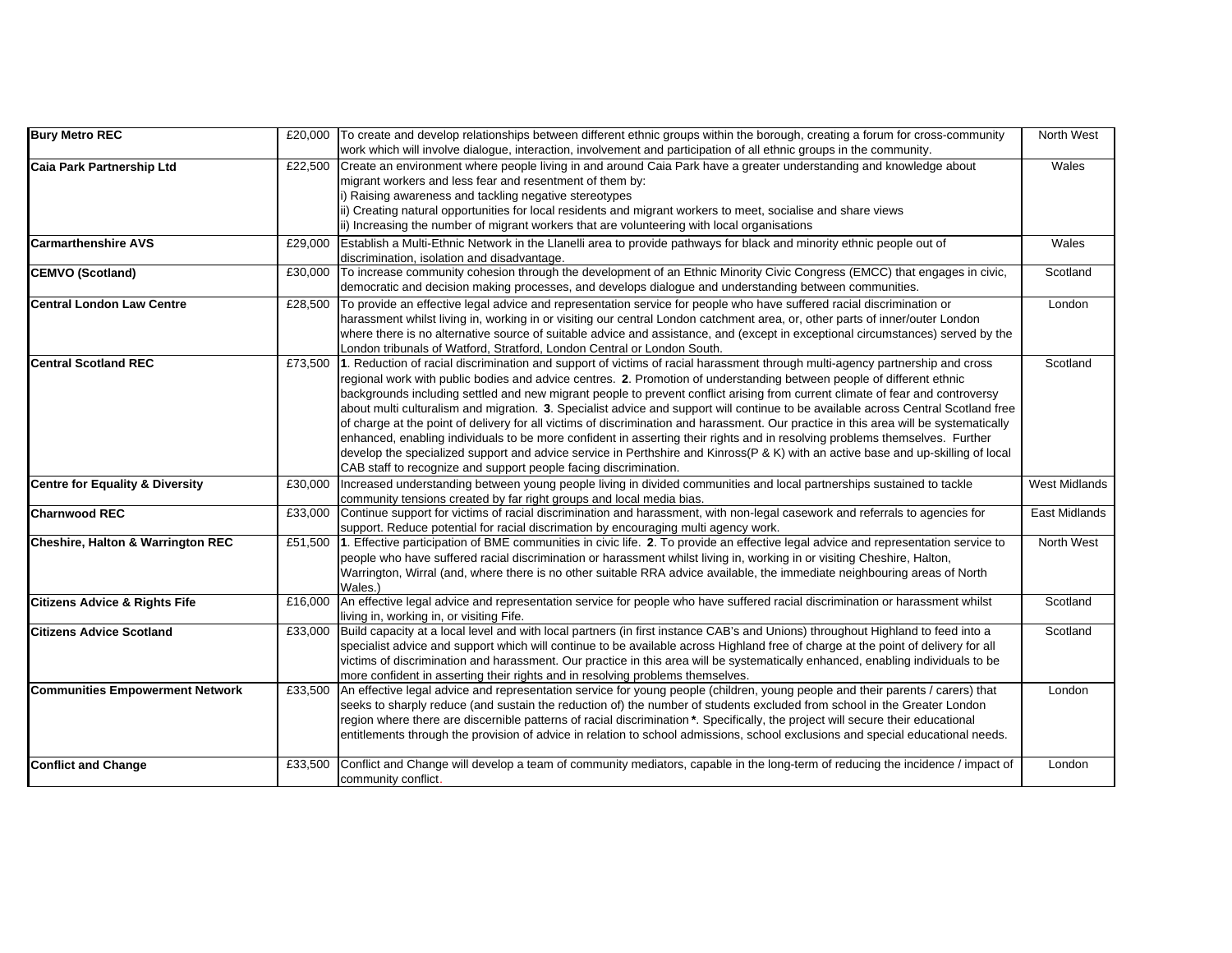| **Bury Metro REC** | £20,000 | To create and develop relationships between different ethnic groups within the borough, creating a forum for cross-community work which will involve dialogue, interaction, involvement and participation of all ethnic groups in the community. | North West |
|---|---|---|---|
| **Caia Park Partnership Ltd** | £22,500 | Create an environment where people living in and around Caia Park have a greater understanding and knowledge about migrant workers and less fear and resentment of them by:<br>i) Raising awareness and tackling negative stereotypes<br>ii) Creating natural opportunities for local residents and migrant workers to meet, socialise and share views<br>ii) Increasing the number of migrant workers that are volunteering with local organisations | Wales |
| **Carmarthenshire AVS** | £29,000 | Establish a Multi-Ethnic Network in the Llanelli area to provide pathways for black and minority ethnic people out of discrimination, isolation and disadvantage. | Wales |
| **CEMVO (Scotland)** | £30,000 | To increase community cohesion through the development of an Ethnic Minority Civic Congress (EMCC) that engages in civic, democratic and decision making processes, and develops dialogue and understanding between communities. | Scotland |
| **Central London Law Centre** | £28,500 | To provide an effective legal advice and representation service for people who have suffered racial discrimination or harassment whilst living in, working in or visiting our central London catchment area, or, other parts of inner/outer London where there is no alternative source of suitable advice and assistance, and (except in exceptional circumstances) served by the London tribunals of Watford, Stratford, London Central or London South. | London |
| **Central Scotland REC** | £73,500 | **1**. Reduction of racial discrimination and support of victims of racial harassment through multi-agency partnership and cross regional work with public bodies and advice centres. **2**. Promotion of understanding between people of different ethnic backgrounds including settled and new migrant people to prevent conflict arising from current climate of fear and controversy about multi culturalism and migration. **3**. Specialist advice and support will continue to be available across Central Scotland free of charge at the point of delivery for all victims of discrimination and harassment. Our practice in this area will be systematically enhanced, enabling individuals to be more confident in asserting their rights and in resolving problems themselves. Further develop the specialized support and advice service in Perthshire and Kinross(P & K) with an active base and up-skilling of local CAB staff to recognize and support people facing discrimination. | Scotland |
| **Centre for Equality & Diversity** | £30,000 | Increased understanding between young people living in divided communities and local partnerships sustained to tackle community tensions created by far right groups and local media bias. | West Midlands |
| **Charnwood REC** | £33,000 | Continue support for victims of racial discrimination and harassment, with non-legal casework and referrals to agencies for support. Reduce potential for racial discrimation by encouraging multi agency work. | East Midlands |
| **Cheshire, Halton & Warrington REC** | £51,500 | **1**. Effective participation of BME communities in civic life. **2**. To provide an effective legal advice and representation service to people who have suffered racial discrimination or harassment whilst living in, working in or visiting Cheshire, Halton, Warrington, Wirral (and, where there is no other suitable RRA advice available, the immediate neighbouring areas of North Wales.) | North West |
| **Citizens Advice & Rights Fife** | £16,000 | An effective legal advice and representation service for people who have suffered racial discrimination or harassment whilst living in, working in, or visiting Fife. | Scotland |
| **Citizens Advice Scotland** | £33,000 | Build capacity at a local level and with local partners (in first instance CAB's and Unions) throughout Highland to feed into a specialist advice and support which will continue to be available across Highland free of charge at the point of delivery for all victims of discrimination and harassment. Our practice in this area will be systematically enhanced, enabling individuals to be more confident in asserting their rights and in resolving problems themselves. | Scotland |
| **Communities Empowerment Network** | £33,500 | An effective legal advice and representation service for young people (children, young people and their parents / carers) that seeks to sharply reduce (and sustain the reduction of) the number of students excluded from school in the Greater London region where there are discernible patterns of racial discrimination **\***. Specifically, the project will secure their educational entitlements through the provision of advice in relation to school admissions, school exclusions and special educational needs. | London |
| **Conflict and Change** | £33,500 | Conflict and Change will develop a team of community mediators, capable in the long-term of reducing the incidence / impact of community conflict. | London |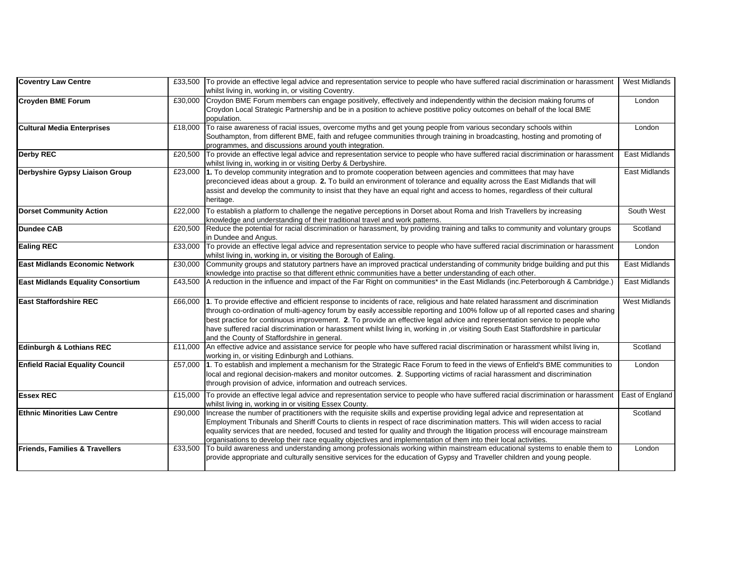| | | | |
|---|---|---|---|
| **Coventry Law Centre** | £33,500 | To provide an effective legal advice and representation service to people who have suffered racial discrimination or harassment whilst living in, working in, or visiting Coventry. | West Midlands |
| **Croyden BME Forum** | £30,000 | Croydon BME Forum members can engage positively, effectively and independently within the decision making forums of Croydon Local Strategic Partnership and be in a position to achieve postitive policy outcomes on behalf of the local BME population. | London |
| **Cultural Media Enterprises** | £18,000 | To raise awareness of racial issues, overcome myths and get young people from various secondary schools within Southampton, from different BME, faith and refugee communities through training in broadcasting, hosting and promoting of programmes, and discussions around youth integration. | London |
| **Derby REC** | £20,500 | To provide an effective legal advice and representation service to people who have suffered racial discrimination or harassment whilst living in, working in or visiting Derby & Derbyshire. | East Midlands |
| **Derbyshire Gypsy Liaison Group** | £23,000 | **1.** To develop community integration and to promote cooperation between agencies and committees that may have preconcieved ideas about a group. **2.** To build an environment of tolerance and equality across the East Midlands that will assist and develop the community to insist that they have an equal right and access to homes, regardless of their cultural heritage. | East Midlands |
| **Dorset Community Action** | £22,000 | To establish a platform to challenge the negative perceptions in Dorset about Roma and Irish Travellers by increasing knowledge and understanding of their traditional travel and work patterns. | South West |
| **Dundee CAB** | £20,500 | Reduce the potential for racial discrimination or harassment, by providing training and talks to community and voluntary groups in Dundee and Angus. | Scotland |
| **Ealing REC** | £33,000 | To provide an effective legal advice and representation service to people who have suffered racial discrimination or harassment whilst living in, working in, or visiting the Borough of Ealing. | London |
| **East Midlands Economic Network** | £30,000 | Community groups and statutory partners have an improved practical understanding of community bridge building and put this knowledge into practise so that different ethnic communities have a better understanding of each other. | East Midlands |
| **East Midlands Equality Consortium** | £43,500 | A reduction in the influence and impact of the Far Right on communities* in the East Midlands (inc.Peterborough & Cambridge.) | East Midlands |
| **East Staffordshire REC** | £66,000 | **1**. To provide effective and efficient response to incidents of race, religious and hate related harassment and discrimination through co-ordination of multi-agency forum by easily accessible reporting and 100% follow up of all reported cases and sharing best practice for continuous improvement. **2**. To provide an effective legal advice and representation service to people who have suffered racial discrimination or harassment whilst living in, working in ,or visiting South East Staffordshire in particular and the County of Staffordshire in general. | West Midlands |
| **Edinburgh & Lothians REC** | £11,000 | An effective advice and assistance service for people who have suffered racial discrimination or harassment whilst living in, working in, or visiting Edinburgh and Lothians. | Scotland |
| **Enfield Racial Equality Council** | £57,000 | **1**. To establish and implement a mechanism for the Strategic Race Forum to feed in the views of Enfield's BME communities to local and regional decision-makers and monitor outcomes. **2**. Supporting victims of racial harassment and discrimination through provision of advice, information and outreach services. | London |
| **Essex REC** | £15,000 | To provide an effective legal advice and representation service to people who have suffered racial discrimination or harassment whilst living in, working in or visiting Essex County. | East of England |
| **Ethnic Minorities Law Centre** | £90,000 | Increase the number of practitioners with the requisite skills and expertise providing legal advice and representation at Employment Tribunals and Sheriff Courts to clients in respect of race discrimination matters. This will widen access to racial equality services that are needed, focused and tested for quality and through the litigation process will encourage mainstream organisations to develop their race equality objectives and implementation of them into their local activities. | Scotland |
| **Friends, Families & Travellers** | £33,500 | To build awareness and understanding among professionals working within mainstream educational systems to enable them to provide appropriate and culturally sensitive services for the education of Gypsy and Traveller children and young people. | London |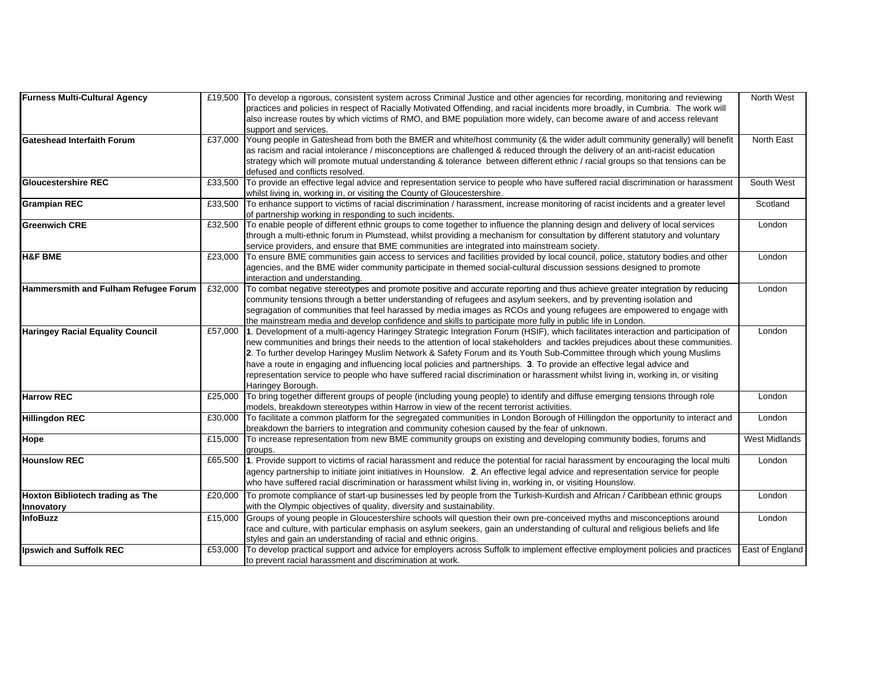| | | | |
|---|---|---|---|
| **Furness Multi-Cultural Agency** | £19,500 | To develop a rigorous, consistent system across Criminal Justice and other agencies for recording, monitoring and reviewing practices and policies in respect of Racially Motivated Offending, and racial incidents more broadly, in Cumbria. The work will also increase routes by which victims of RMO, and BME population more widely, can become aware of and access relevant support and services. | North West |
| **Gateshead Interfaith Forum** | £37,000 | Young people in Gateshead from both the BMER and white/host community (& the wider adult community generally) will benefit as racism and racial intolerance / misconceptions are challenged & reduced through the delivery of an anti-racist education strategy which will promote mutual understanding & tolerance between different ethnic / racial groups so that tensions can be defused and conflicts resolved. | North East |
| **Gloucestershire REC** | £33,500 | To provide an effective legal advice and representation service to people who have suffered racial discrimination or harassment whilst living in, working in, or visiting the County of Gloucestershire. | South West |
| **Grampian REC** | £33,500 | To enhance support to victims of racial discrimination / harassment, increase monitoring of racist incidents and a greater level of partnership working in responding to such incidents. | Scotland |
| **Greenwich CRE** | £32,500 | To enable people of different ethnic groups to come together to influence the planning design and delivery of local services through a multi-ethnic forum in Plumstead, whilst providing a mechanism for consultation by different statutory and voluntary service providers, and ensure that BME communities are integrated into mainstream society. | London |
| **H&F BME** | £23,000 | To ensure BME communities gain access to services and facilities provided by local council, police, statutory bodies and other agencies, and the BME wider community participate in themed social-cultural discussion sessions designed to promote interaction and understanding. | London |
| **Hammersmith and Fulham Refugee Forum** | £32,000 | To combat negative stereotypes and promote positive and accurate reporting and thus achieve greater integration by reducing community tensions through a better understanding of refugees and asylum seekers, and by preventing isolation and segragation of communities that feel harassed by media images as RCOs and young refugees are empowered to engage with the mainstream media and develop confidence and skills to participate more fully in public life in London. | London |
| **Haringey Racial Equality Council** | £57,000 | **1**. Development of a multi-agency Haringey Strategic Integration Forum (HSIF), which facilitates interaction and participation of new communities and brings their needs to the attention of local stakeholders and tackles prejudices about these communities. **2**. To further develop Haringey Muslim Network & Safety Forum and its Youth Sub-Committee through which young Muslims have a route in engaging and influencing local policies and partnerships. **3**. To provide an effective legal advice and representation service to people who have suffered racial discrimination or harassment whilst living in, working in, or visiting Haringey Borough. | London |
| **Harrow REC** | £25,000 | To bring together different groups of people (including young people) to identify and diffuse emerging tensions through role models, breakdown stereotypes within Harrow in view of the recent terrorist activities. | London |
| **Hillingdon REC** | £30,000 | To facilitate a common platform for the segregated communities in London Borough of Hillingdon the opportunity to interact and breakdown the barriers to integration and community cohesion caused by the fear of unknown. | London |
| **Hope** | £15,000 | To increase representation from new BME community groups on existing and developing community bodies, forums and groups. | West Midlands |
| **Hounslow REC** | £65,500 | **1**. Provide support to victims of racial harassment and reduce the potential for racial harassment by encouraging the local multi agency partnership to initiate joint initiatives in Hounslow. **2**. An effective legal advice and representation service for people who have suffered racial discrimination or harassment whilst living in, working in, or visiting Hounslow. | London |
| **Hoxton Bibliotech trading as The Innovatory** | £20,000 | To promote compliance of start-up businesses led by people from the Turkish-Kurdish and African / Caribbean ethnic groups with the Olympic objectives of quality, diversity and sustainability. | London |
| **InfoBuzz** | £15,000 | Groups of young people in Gloucestershire schools will question their own pre-conceived myths and misconceptions around race and culture, with particular emphasis on asylum seekers, gain an understanding of cultural and religious beliefs and life styles and gain an understanding of racial and ethnic origins. | London |
| **Ipswich and Suffolk REC** | £53,000 | To develop practical support and advice for employers across Suffolk to implement effective employment policies and practices to prevent racial harassment and discrimination at work. | East of England |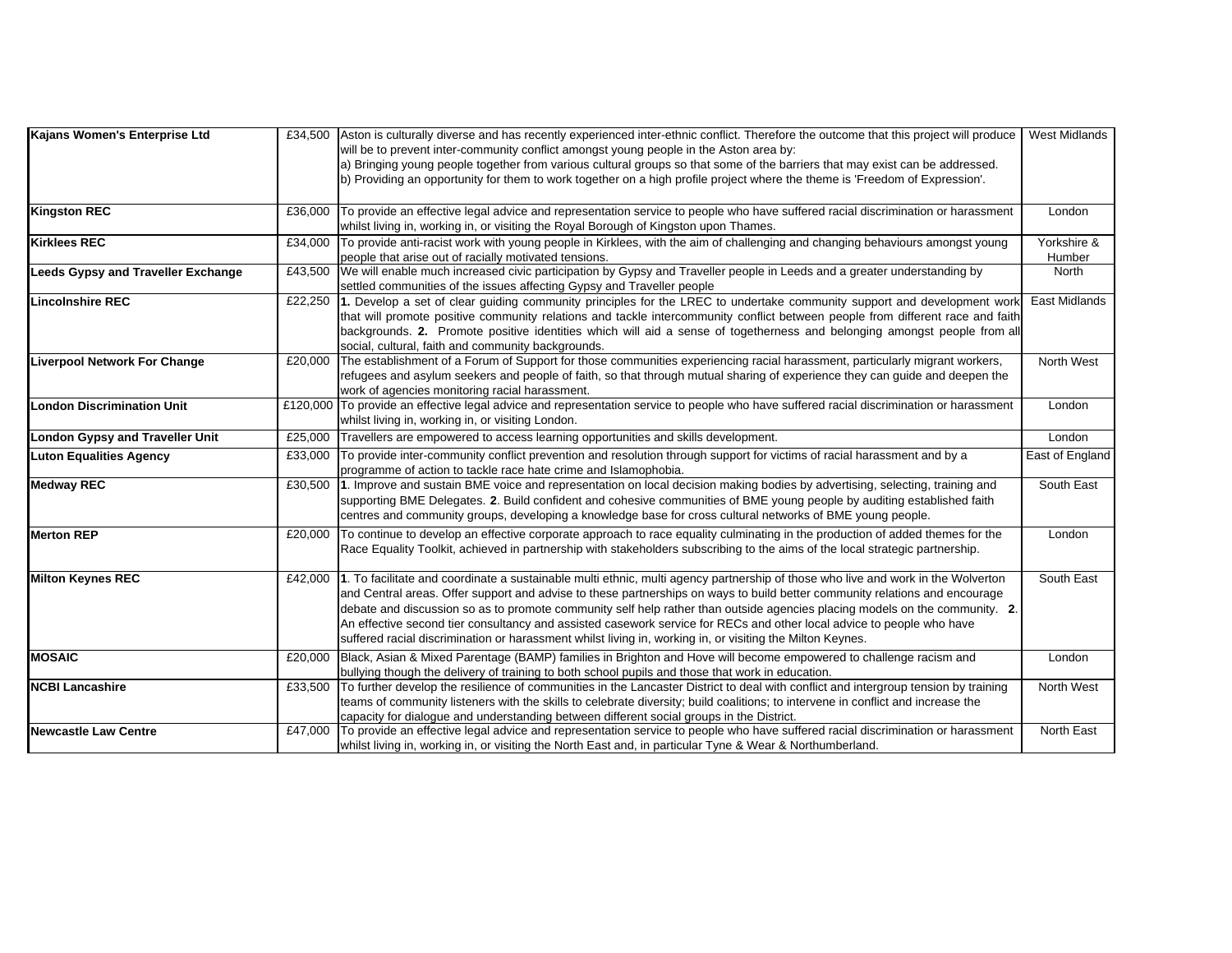| | | | |
|---|---|---|---|
| **Kajans Women's Enterprise Ltd** | £34,500 | Aston is culturally diverse and has recently experienced inter-ethnic conflict. Therefore the outcome that this project will produce will be to prevent inter-community conflict amongst young people in the Aston area by:<br>a) Bringing young people together from various cultural groups so that some of the barriers that may exist can be addressed.<br>b) Providing an opportunity for them to work together on a high profile project where the theme is 'Freedom of Expression'. | West Midlands |
| **Kingston REC** | £36,000 | To provide an effective legal advice and representation service to people who have suffered racial discrimination or harassment whilst living in, working in, or visiting the Royal Borough of Kingston upon Thames. | London |
| **Kirklees REC** | £34,000 | To provide anti-racist work with young people in Kirklees, with the aim of challenging and changing behaviours amongst young people that arise out of racially motivated tensions. | Yorkshire & Humber |
| **Leeds Gypsy and Traveller Exchange** | £43,500 | We will enable much increased civic participation by Gypsy and Traveller people in Leeds and a greater understanding by settled communities of the issues affecting Gypsy and Traveller people | North |
| **Lincolnshire REC** | £22,250 | **1.** Develop a set of clear guiding community principles for the LREC to undertake community support and development work that will promote positive community relations and tackle intercommunity conflict between people from different race and faith backgrounds. **2.** Promote positive identities which will aid a sense of togetherness and belonging amongst people from all social, cultural, faith and community backgrounds. | East Midlands |
| **Liverpool Network For Change** | £20,000 | The establishment of a Forum of Support for those communities experiencing racial harassment, particularly migrant workers, refugees and asylum seekers and people of faith, so that through mutual sharing of experience they can guide and deepen the work of agencies monitoring racial harassment. | North West |
| **London Discrimination Unit** | £120,000 | To provide an effective legal advice and representation service to people who have suffered racial discrimination or harassment whilst living in, working in, or visiting London. | London |
| **London Gypsy and Traveller Unit** | £25,000 | Travellers are empowered to access learning opportunities and skills development. | London |
| **Luton Equalities Agency** | £33,000 | To provide inter-community conflict prevention and resolution through support for victims of racial harassment and by a programme of action to tackle race hate crime and Islamophobia. | East of England |
| **Medway REC** | £30,500 | **1**. Improve and sustain BME voice and representation on local decision making bodies by advertising, selecting, training and supporting BME Delegates. **2**. Build confident and cohesive communities of BME young people by auditing established faith centres and community groups, developing a knowledge base for cross cultural networks of BME young people. | South East |
| **Merton REP** | £20,000 | To continue to develop an effective corporate approach to race equality culminating in the production of added themes for the Race Equality Toolkit, achieved in partnership with stakeholders subscribing to the aims of the local strategic partnership. | London |
| **Milton Keynes REC** | £42,000 | **1**. To facilitate and coordinate a sustainable multi ethnic, multi agency partnership of those who live and work in the Wolverton and Central areas. Offer support and advise to these partnerships on ways to build better community relations and encourage debate and discussion so as to promote community self help rather than outside agencies placing models on the community. **2**. An effective second tier consultancy and assisted casework service for RECs and other local advice to people who have suffered racial discrimination or harassment whilst living in, working in, or visiting the Milton Keynes. | South East |
| **MOSAIC** | £20,000 | Black, Asian & Mixed Parentage (BAMP) families in Brighton and Hove will become empowered to challenge racism and bullying though the delivery of training to both school pupils and those that work in education. | London |
| **NCBI Lancashire** | £33,500 | To further develop the resilience of communities in the Lancaster District to deal with conflict and intergroup tension by training teams of community listeners with the skills to celebrate diversity; build coalitions; to intervene in conflict and increase the capacity for dialogue and understanding between different social groups in the District. | North West |
| **Newcastle Law Centre** | £47,000 | To provide an effective legal advice and representation service to people who have suffered racial discrimination or harassment whilst living in, working in, or visiting the North East and, in particular Tyne & Wear & Northumberland. | North East |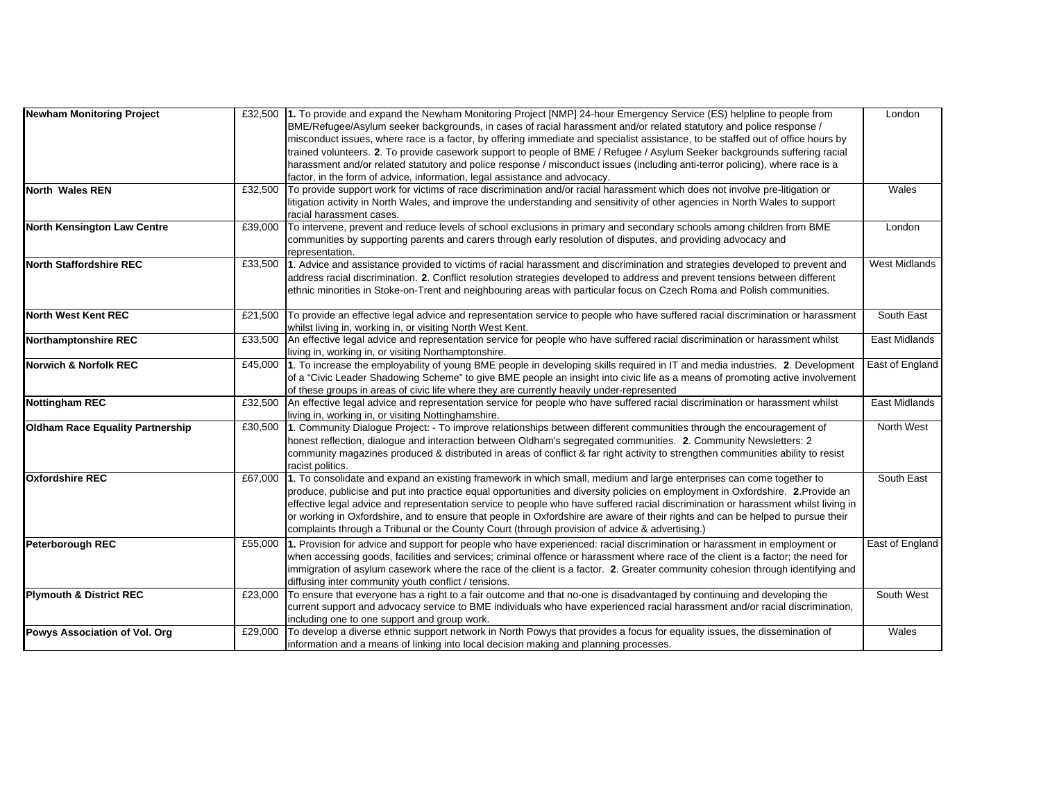| | | | |
|---|---|---|---|
| **Newham Monitoring Project** | £32,500 | **1.** To provide and expand the Newham Monitoring Project [NMP] 24-hour Emergency Service (ES) helpline to people from BME/Refugee/Asylum seeker backgrounds, in cases of racial harassment and/or related statutory and police response / misconduct issues, where race is a factor, by offering immediate and specialist assistance, to be staffed out of office hours by trained volunteers. **2**. To provide casework support to people of BME / Refugee / Asylum Seeker backgrounds suffering racial harassment and/or related statutory and police response / misconduct issues (including anti-terror policing), where race is a factor, in the form of advice, information, legal assistance and advocacy. | London |
| **North Wales REN** | £32,500 | To provide support work for victims of race discrimination and/or racial harassment which does not involve pre-litigation or litigation activity in North Wales, and improve the understanding and sensitivity of other agencies in North Wales to support racial harassment cases. | Wales |
| **North Kensington Law Centre** | £39,000 | To intervene, prevent and reduce levels of school exclusions in primary and secondary schools among children from BME communities by supporting parents and carers through early resolution of disputes, and providing advocacy and representation. | London |
| **North Staffordshire REC** | £33,500 | **1**. Advice and assistance provided to victims of racial harassment and discrimination and strategies developed to prevent and address racial discrimination. **2**. Conflict resolution strategies developed to address and prevent tensions between different ethnic minorities in Stoke-on-Trent and neighbouring areas with particular focus on Czech Roma and Polish communities. | West Midlands |
| **North West Kent REC** | £21,500 | To provide an effective legal advice and representation service to people who have suffered racial discrimination or harassment whilst living in, working in, or visiting North West Kent. | South East |
| **Northamptonshire REC** | £33,500 | An effective legal advice and representation service for people who have suffered racial discrimination or harassment whilst living in, working in, or visiting Northamptonshire. | East Midlands |
| **Norwich & Norfolk REC** | £45,000 | **1**. To increase the employability of young BME people in developing skills required in IT and media industries. **2**. Development of a "Civic Leader Shadowing Scheme" to give BME people an insight into civic life as a means of promoting active involvement of these groups in areas of civic life where they are currently heavily under-represented | East of England |
| **Nottingham REC** | £32,500 | An effective legal advice and representation service for people who have suffered racial discrimination or harassment whilst living in, working in, or visiting Nottinghamshire. | East Midlands |
| **Oldham Race Equality Partnership** | £30,500 | **1**. Community Dialogue Project: - To improve relationships between different communities through the encouragement of honest reflection, dialogue and interaction between Oldham's segregated communities. **2**. Community Newsletters: 2 community magazines produced & distributed in areas of conflict & far right activity to strengthen communities ability to resist racist politics. | North West |
| **Oxfordshire REC** | £67,000 | **1**. To consolidate and expand an existing framework in which small, medium and large enterprises can come together to produce, publicise and put into practice equal opportunities and diversity policies on employment in Oxfordshire. **2**.Provide an effective legal advice and representation service to people who have suffered racial discrimination or harassment whilst living in or working in Oxfordshire, and to ensure that people in Oxfordshire are aware of their rights and can be helped to pursue their complaints through a Tribunal or the County Court (through provision of advice & advertising.) | South East |
| **Peterborough REC** | £55,000 | **1.** Provision for advice and support for people who have experienced: racial discrimination or harassment in employment or when accessing goods, facilities and services; criminal offence or harassment where race of the client is a factor; the need for immigration of asylum casework where the race of the client is a factor. **2**. Greater community cohesion through identifying and diffusing inter community youth conflict / tensions. | East of England |
| **Plymouth & District REC** | £23,000 | To ensure that everyone has a right to a fair outcome and that no-one is disadvantaged by continuing and developing the current support and advocacy service to BME individuals who have experienced racial harassment and/or racial discrimination, including one to one support and group work. | South West |
| **Powys Association of Vol. Org** | £29,000 | To develop a diverse ethnic support network in North Powys that provides a focus for equality issues, the dissemination of information and a means of linking into local decision making and planning processes. | Wales |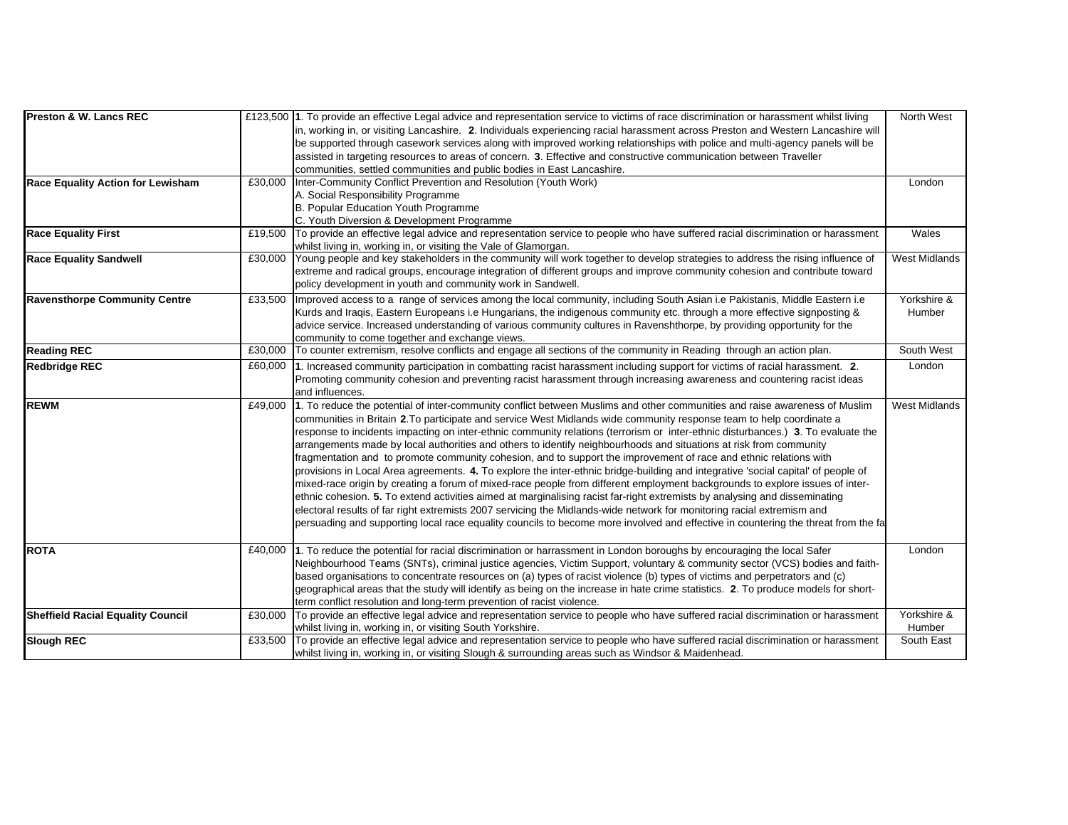| | | | |
|---|---|---|---|
| **Preston & W. Lancs REC** | £123,500 | **1**. To provide an effective Legal advice and representation service to victims of race discrimination or harassment whilst living in, working in, or visiting Lancashire. **2**. Individuals experiencing racial harassment across Preston and Western Lancashire will be supported through casework services along with improved working relationships with police and multi-agency panels will be assisted in targeting resources to areas of concern. **3**. Effective and constructive communication between Traveller communities, settled communities and public bodies in East Lancashire. | North West |
| **Race Equality Action for Lewisham** | £30,000 | Inter-Community Conflict Prevention and Resolution (Youth Work)<br>A. Social Responsibility Programme<br>B. Popular Education Youth Programme<br>C. Youth Diversion & Development Programme | London |
| **Race Equality First** | £19,500 | To provide an effective legal advice and representation service to people who have suffered racial discrimination or harassment whilst living in, working in, or visiting the Vale of Glamorgan. | Wales |
| **Race Equality Sandwell** | £30,000 | Young people and key stakeholders in the community will work together to develop strategies to address the rising influence of extreme and radical groups, encourage integration of different groups and improve community cohesion and contribute toward policy development in youth and community work in Sandwell. | West Midlands |
| **Ravensthorpe Community Centre** | £33,500 | Improved access to a range of services among the local community, including South Asian i.e Pakistanis, Middle Eastern i.e Kurds and Iraqis, Eastern Europeans i.e Hungarians, the indigenous community etc. through a more effective signposting & advice service. Increased understanding of various community cultures in Ravenshthorpe, by providing opportunity for the community to come together and exchange views. | Yorkshire & Humber |
| **Reading REC** | £30,000 | To counter extremism, resolve conflicts and engage all sections of the community in Reading through an action plan. | South West |
| **Redbridge REC** | £60,000 | **1**. Increased community participation in combatting racist harassment including support for victims of racial harassment. **2**. Promoting community cohesion and preventing racist harassment through increasing awareness and countering racist ideas and influences. | London |
| **REWM** | £49,000 | **1**. To reduce the potential of inter-community conflict between Muslims and other communities and raise awareness of Muslim communities in Britain **2**.To participate and service West Midlands wide community response team to help coordinate a response to incidents impacting on inter-ethnic community relations (terrorism or inter-ethnic disturbances.) **3**. To evaluate the arrangements made by local authorities and others to identify neighbourhoods and situations at risk from community fragmentation and to promote community cohesion, and to support the improvement of race and ethnic relations with provisions in Local Area agreements. **4.** To explore the inter-ethnic bridge-building and integrative 'social capital' of people of mixed-race origin by creating a forum of mixed-race people from different employment backgrounds to explore issues of inter-ethnic cohesion. **5.** To extend activities aimed at marginalising racist far-right extremists by analysing and disseminating electoral results of far right extremists 2007 servicing the Midlands-wide network for monitoring racial extremism and persuading and supporting local race equality councils to become more involved and effective in countering the threat from the fa | West Midlands |
| **ROTA** | £40,000 | **1**. To reduce the potential for racial discrimination or harrassment in London boroughs by encouraging the local Safer Neighbourhood Teams (SNTs), criminal justice agencies, Victim Support, voluntary & community sector (VCS) bodies and faith-based organisations to concentrate resources on (a) types of racist violence (b) types of victims and perpetrators and (c) geographical areas that the study will identify as being on the increase in hate crime statistics. **2**. To produce models for short-term conflict resolution and long-term prevention of racist violence. | London |
| **Sheffield Racial Equality Council** | £30,000 | To provide an effective legal advice and representation service to people who have suffered racial discrimination or harassment whilst living in, working in, or visiting South Yorkshire. | Yorkshire & Humber |
| **Slough REC** | £33,500 | To provide an effective legal advice and representation service to people who have suffered racial discrimination or harassment whilst living in, working in, or visiting Slough & surrounding areas such as Windsor & Maidenhead. | South East |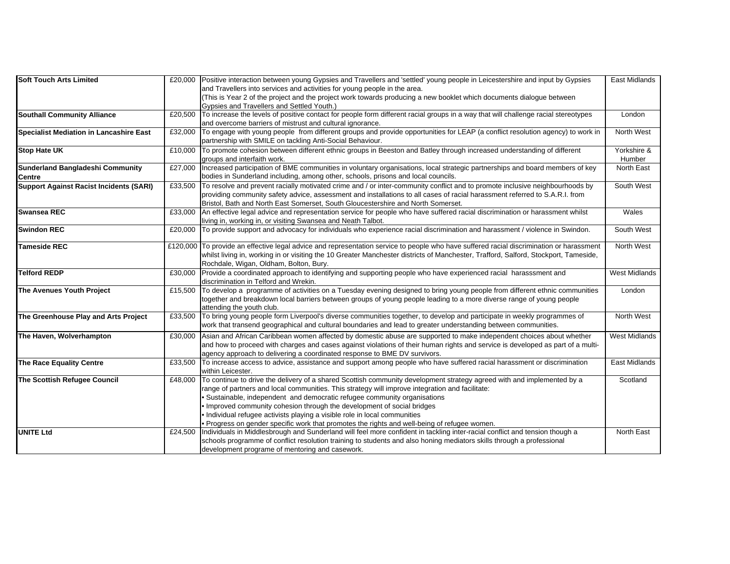| **Soft Touch Arts Limited** | £20,000 | Positive interaction between young Gypsies and Travellers and 'settled' young people in Leicestershire and input by Gypsies and Travellers into services and activities for young people in the area. (This is Year 2 of the project and the project work towards producing a new booklet which documents dialogue between Gypsies and Travellers and Settled Youth.) | East Midlands |
|---|---|---|---|
| **Southall Community Alliance** | £20,500 | To increase the levels of positive contact for people form different racial groups in a way that will challenge racial stereotypes and overcome barriers of mistrust and cultural ignorance. | London |
| **Specialist Mediation in Lancashire East** | £32,000 | To engage with young people from different groups and provide opportunities for LEAP (a conflict resolution agency) to work in partnership with SMILE on tackling Anti-Social Behaviour. | North West |
| **Stop Hate UK** | £10,000 | To promote cohesion between different ethnic groups in Beeston and Batley through increased understanding of different groups and interfaith work. | Yorkshire & Humber |
| **Sunderland Bangladeshi Community Centre** | £27,000 | Increased participation of BME communities in voluntary organisations, local strategic partnerships and board members of key bodies in Sunderland including, among other, schools, prisons and local councils. | North East |
| **Support Against Racist Incidents (SARI)** | £33,500 | To resolve and prevent racially motivated crime and / or inter-community conflict and to promote inclusive neighbourhoods by providing community safety advice, assessment and installations to all cases of racial harassment referred to S.A.R.I. from Bristol, Bath and North East Somerset, South Gloucestershire and North Somerset. | South West |
| **Swansea REC** | £33,000 | An effective legal advice and representation service for people who have suffered racial discrimination or harassment whilst living in, working in, or visiting Swansea and Neath Talbot. | Wales |
| **Swindon REC** | £20,000 | To provide support and advocacy for individuals who experience racial discrimination and harassment / violence in Swindon. | South West |
| **Tameside REC** | £120,000 | To provide an effective legal advice and representation service to people who have suffered racial discrimination or harassment whilst living in, working in or visiting the 10 Greater Manchester districts of Manchester, Trafford, Salford, Stockport, Tameside, Rochdale, Wigan, Oldham, Bolton, Bury. | North West |
| **Telford REDP** | £30,000 | Provide a coordinated approach to identifying and supporting people who have experienced racial harasssment and discrimination in Telford and Wrekin. | West Midlands |
| **The Avenues Youth Project** | £15,500 | To develop a programme of activities on a Tuesday evening designed to bring young people from different ethnic communities together and breakdown local barriers between groups of young people leading to a more diverse range of young people attending the youth club. | London |
| **The Greenhouse Play and Arts Project** | £33,500 | To bring young people form Liverpool's diverse communities together, to develop and participate in weekly programmes of work that transend geographical and cultural boundaries and lead to greater understanding between communities. | North West |
| **The Haven, Wolverhampton** | £30,000 | Asian and African Caribbean women affected by domestic abuse are supported to make independent choices about whether and how to proceed with charges and cases against violations of their human rights and service is developed as part of a multi-agency approach to delivering a coordinated response to BME DV survivors. | West Midlands |
| **The Race Equality Centre** | £33,500 | To increase access to advice, assistance and support among people who have suffered racial harassment or discrimination within Leicester. | East Midlands |
| **The Scottish Refugee Council** | £48,000 | To continue to drive the delivery of a shared Scottish community development strategy agreed with and implemented by a range of partners and local communities. This strategy will improve integration and facilitate:<br>• Sustainable, independent and democratic refugee community organisations<br>• Improved community cohesion through the development of social bridges<br>• Individual refugee activists playing a visible role in local communities<br>• Progress on gender specific work that promotes the rights and well-being of refugee women. | Scotland |
| **UNITE Ltd** | £24,500 | Individuals in Middlesbrough and Sunderland will feel more confident in tackling inter-racial conflict and tension though a schools programme of conflict resolution training to students and also honing mediators skills through a professional development programe of mentoring and casework. | North East |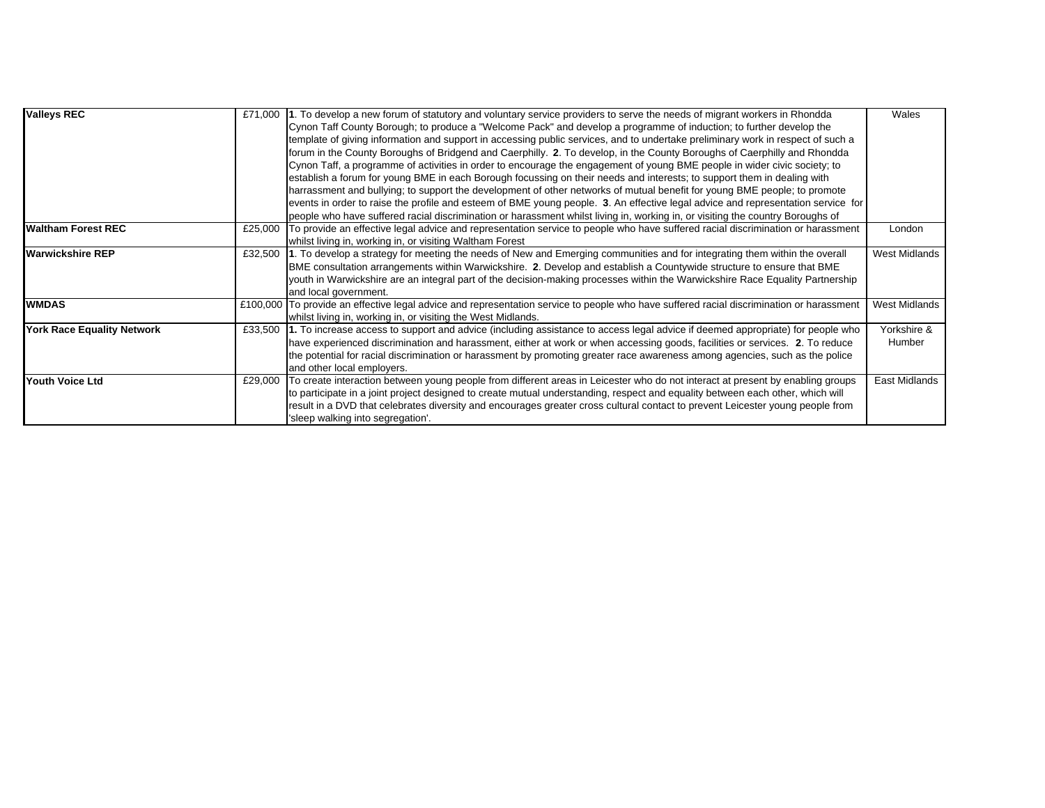| | | | |
|---|---|---|---|
| **Valleys REC** | £71,000 | **1**. To develop a new forum of statutory and voluntary service providers to serve the needs of migrant workers in Rhondda Cynon Taff County Borough; to produce a "Welcome Pack" and develop a programme of induction; to further develop the template of giving information and support in accessing public services, and to undertake preliminary work in respect of such a forum in the County Boroughs of Bridgend and Caerphilly. **2**. To develop, in the County Boroughs of Caerphilly and Rhondda Cynon Taff, a programme of activities in order to encourage the engagement of young BME people in wider civic society; to establish a forum for young BME in each Borough focussing on their needs and interests; to support them in dealing with harrassment and bullying; to support the development of other networks of mutual benefit for young BME people; to promote events in order to raise the profile and esteem of BME young people. **3**. An effective legal advice and representation service for people who have suffered racial discrimination or harassment whilst living in, working in, or visiting the country Boroughs of | Wales |
| **Waltham Forest REC** | £25,000 | To provide an effective legal advice and representation service to people who have suffered racial discrimination or harassment whilst living in, working in, or visiting Waltham Forest | London |
| **Warwickshire REP** | £32,500 | **1**. To develop a strategy for meeting the needs of New and Emerging communities and for integrating them within the overall BME consultation arrangements within Warwickshire. **2**. Develop and establish a Countywide structure to ensure that BME youth in Warwickshire are an integral part of the decision-making processes within the Warwickshire Race Equality Partnership and local government. | West Midlands |
| **WMDAS** | £100,000 | To provide an effective legal advice and representation service to people who have suffered racial discrimination or harassment whilst living in, working in, or visiting the West Midlands. | West Midlands |
| **York Race Equality Network** | £33,500 | **1.** To increase access to support and advice (including assistance to access legal advice if deemed appropriate) for people who have experienced discrimination and harassment, either at work or when accessing goods, facilities or services. **2**. To reduce the potential for racial discrimination or harassment by promoting greater race awareness among agencies, such as the police and other local employers. | Yorkshire & Humber |
| **Youth Voice Ltd** | £29,000 | To create interaction between young people from different areas in Leicester who do not interact at present by enabling groups to participate in a joint project designed to create mutual understanding, respect and equality between each other, which will result in a DVD that celebrates diversity and encourages greater cross cultural contact to prevent Leicester young people from 'sleep walking into segregation'. | East Midlands |